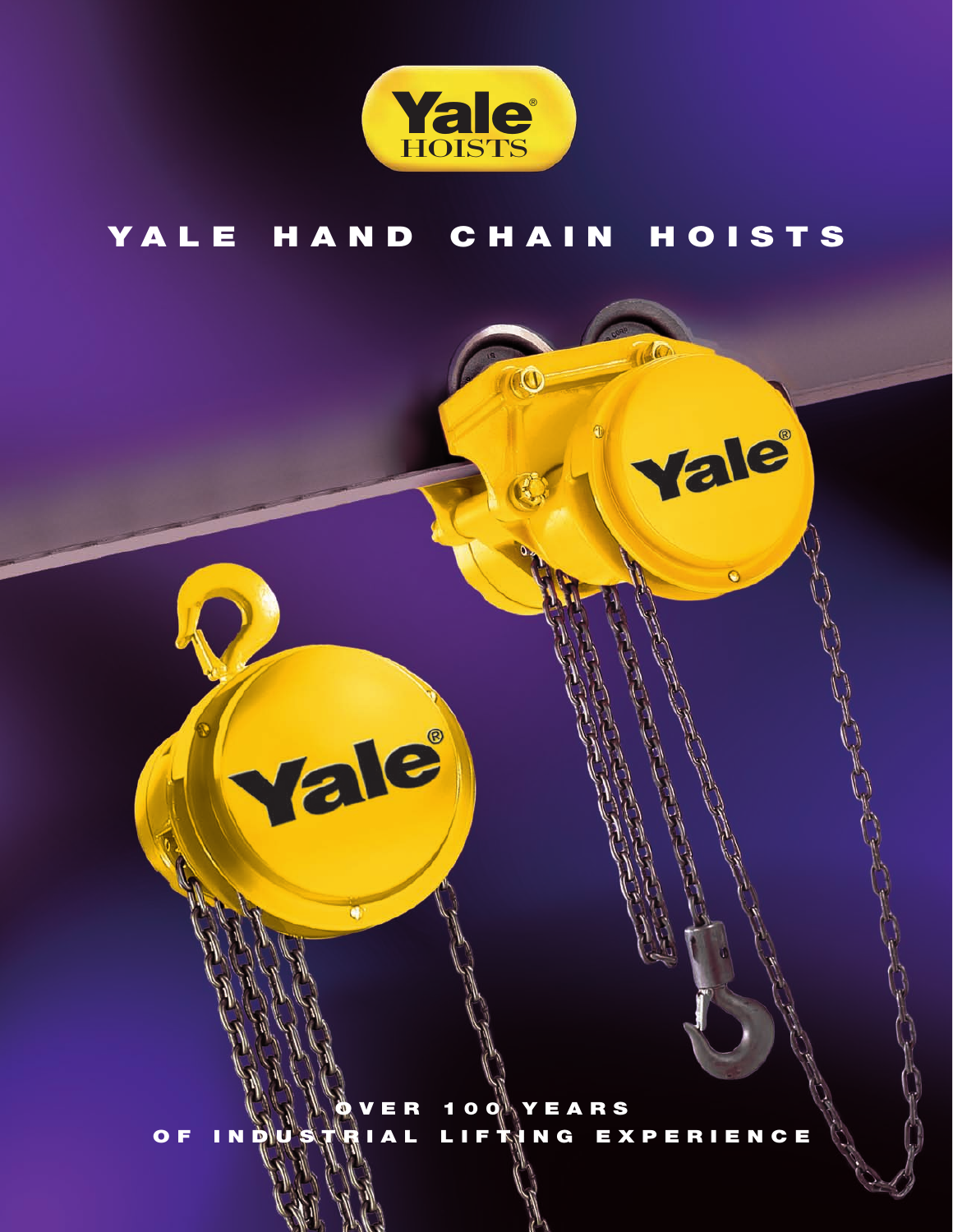Yale®
HOISTS

# YALE HAND CHAIN HOISTS

OVER 100 YEARS
OF INDUSTRIAL LIFTING EXPERIENCE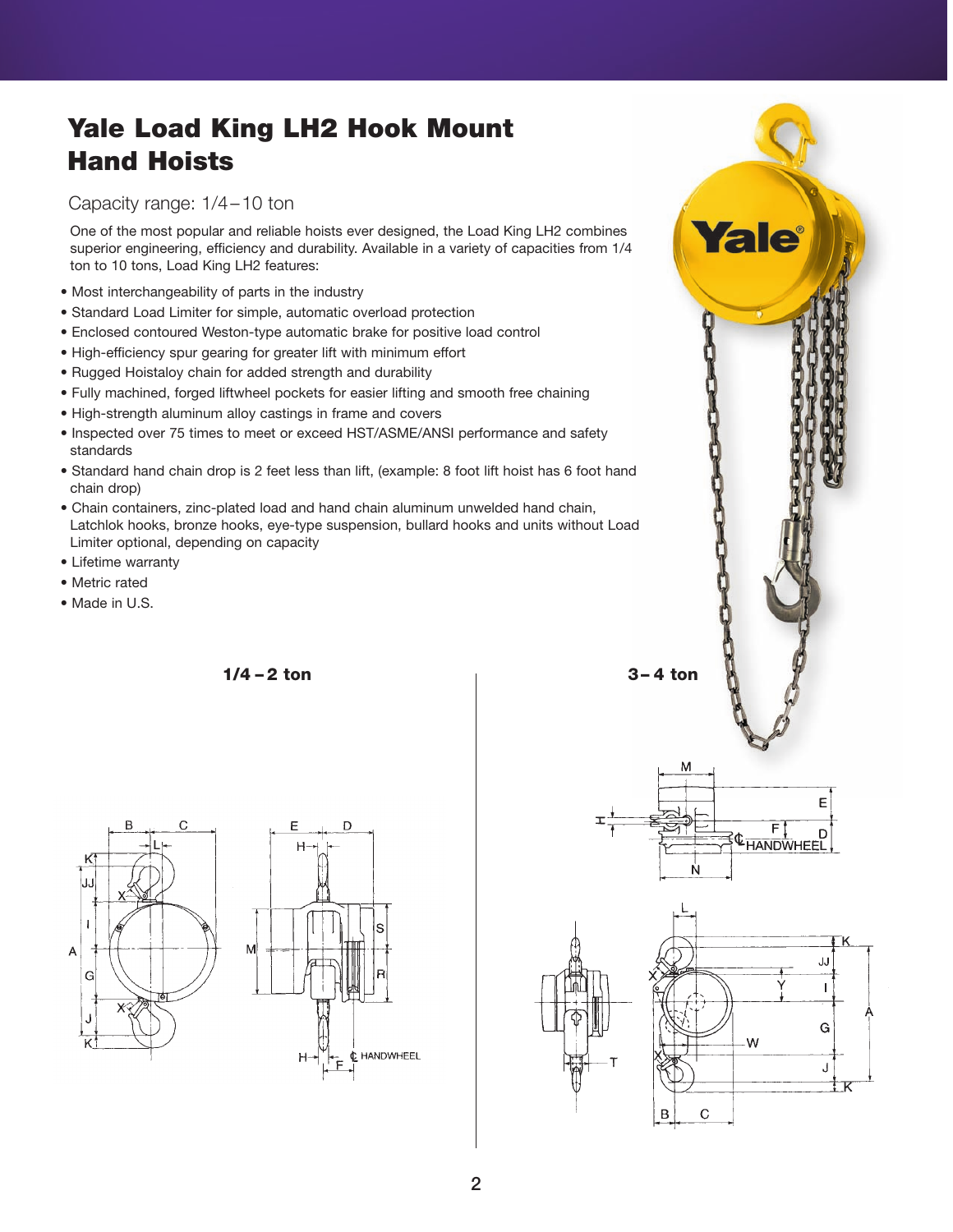# Yale Load King LH2 Hook Mount Hand Hoists

Capacity range: 1/4 – 10 ton

One of the most popular and reliable hoists ever designed, the Load King LH2 combines superior engineering, efficiency and durability. Available in a variety of capacities from 1/4 ton to 10 tons, Load King LH2 features:

- Most interchangeability of parts in the industry
- Standard Load Limiter for simple, automatic overload protection
- Enclosed contoured Weston-type automatic brake for positive load control
- High-efficiency spur gearing for greater lift with minimum effort
- Rugged Hoistaloy chain for added strength and durability
- Fully machined, forged liftwheel pockets for easier lifting and smooth free chaining
- High-strength aluminum alloy castings in frame and covers
- Inspected over 75 times to meet or exceed HST/ASME/ANSI performance and safety standards
- Standard hand chain drop is 2 feet less than lift, (example: 8 foot lift hoist has 6 foot hand chain drop)
- Chain containers, zinc-plated load and hand chain aluminum unwelded hand chain, Latchlok hooks, bronze hooks, eye-type suspension, bullard hooks and units without Load Limiter optional, depending on capacity
- Lifetime warranty
- Metric rated
- Made in U.S.

**1/4 – 2 ton**

**3 – 4 ton**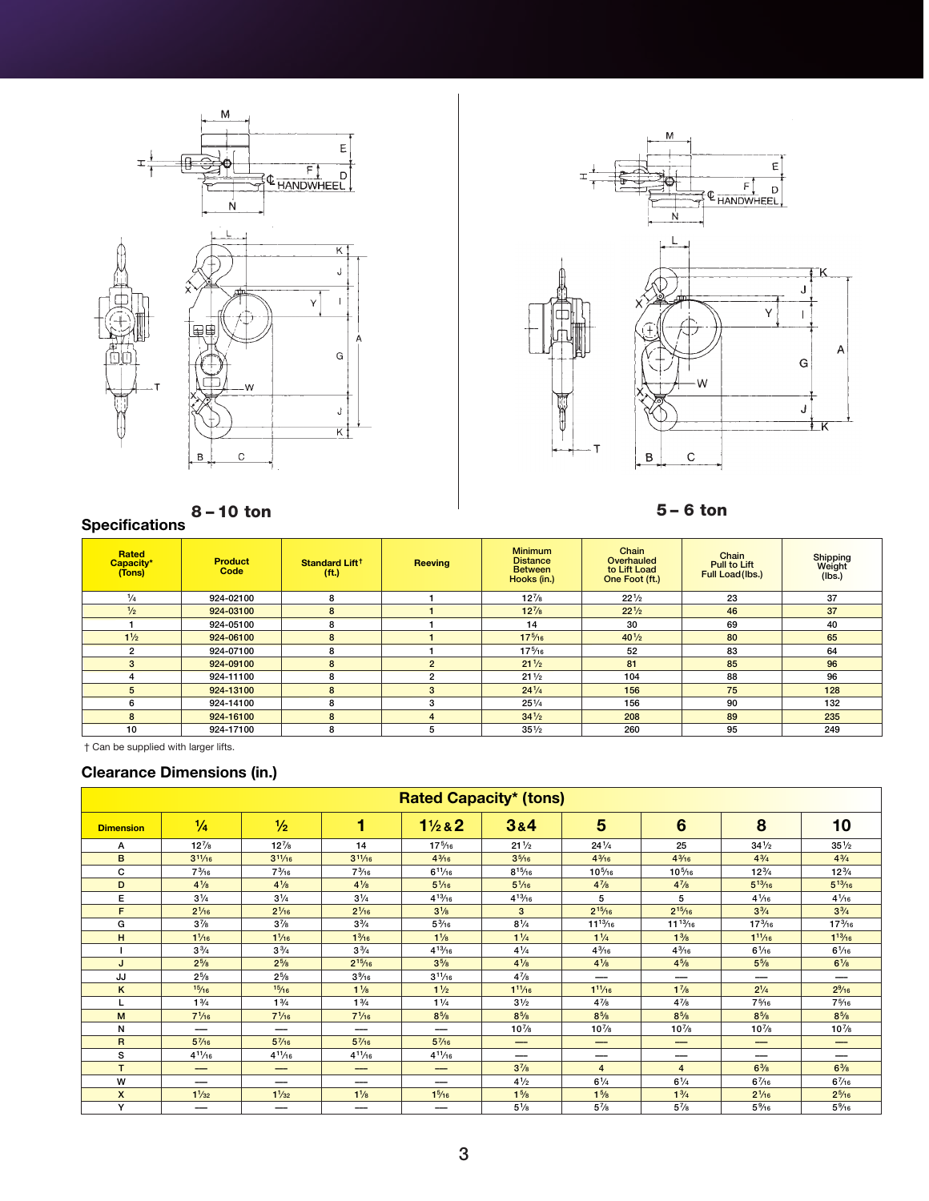8 – 10 ton

5 – 6 ton

## Specifications

| Rated Capacity* (Tons) | Product Code | Standard Lift† (ft.) | Reeving | Minimum Distance Between Hooks (in.) | Chain Overhauled to Lift Load One Foot (ft.) | Chain Pull to Lift Full Load (lbs.) | Shipping Weight (lbs.) |
|---|---|---|---|---|---|---|---|
| ¼ | 924-02100 | 8 | 1 | 12⅞ | 22½ | 23 | 37 |
| ½ | 924-03100 | 8 | 1 | 12⅞ | 22½ | 46 | 37 |
| 1 | 924-05100 | 8 | 1 | 14 | 30 | 69 | 40 |
| 1½ | 924-06100 | 8 | 1 | 17⁵⁄₁₆ | 40½ | 80 | 65 |
| 2 | 924-07100 | 8 | 1 | 17⁵⁄₁₆ | 52 | 83 | 64 |
| 3 | 924-09100 | 8 | 2 | 21½ | 81 | 85 | 96 |
| 4 | 924-11100 | 8 | 2 | 21½ | 104 | 88 | 96 |
| 5 | 924-13100 | 8 | 3 | 24¼ | 156 | 75 | 128 |
| 6 | 924-14100 | 8 | 3 | 25¼ | 156 | 90 | 132 |
| 8 | 924-16100 | 8 | 4 | 34½ | 208 | 89 | 235 |
| 10 | 924-17100 | 8 | 5 | 35½ | 260 | 95 | 249 |

† Can be supplied with larger lifts.

## Clearance Dimensions (in.)

| | Rated Capacity* (tons) | | | | | | | | |
|---|---|---|---|---|---|---|---|---|---|
| Dimension | ¼ | ½ | 1 | 1½ & 2 | 3 & 4 | 5 | 6 | 8 | 10 |
| A | 12⅞ | 12⅞ | 14 | 17⁵⁄₁₆ | 21½ | 24¼ | 25 | 34½ | 35½ |
| B | 3¹¹⁄₁₆ | 3¹¹⁄₁₆ | 3¹¹⁄₁₆ | 4³⁄₁₆ | 3⁵⁄₁₆ | 4³⁄₁₆ | 4³⁄₁₆ | 4¾ | 4¾ |
| C | 7³⁄₁₆ | 7³⁄₁₆ | 7³⁄₁₆ | 6¹¹⁄₁₆ | 8¹⁵⁄₁₆ | 10⁵⁄₁₆ | 10⁵⁄₁₆ | 12¾ | 12¾ |
| D | 4⅛ | 4⅛ | 4⅛ | 5¹⁄₁₆ | 5¹⁄₁₆ | 4⅞ | 4⅞ | 5¹³⁄₁₆ | 5¹³⁄₁₆ |
| E | 3¼ | 3¼ | 3¼ | 4¹³⁄₁₆ | 4¹³⁄₁₆ | 5 | 5 | 4¹⁄₁₆ | 4¹⁄₁₆ |
| F | 2¹⁄₁₆ | 2¹⁄₁₆ | 2¹⁄₁₆ | 3⅛ | 3 | 2¹⁵⁄₁₆ | 2¹⁵⁄₁₆ | 3¾ | 3¾ |
| G | 3⅞ | 3⅞ | 3¾ | 5³⁄₁₆ | 8¼ | 11¹³⁄₁₆ | 11¹³⁄₁₆ | 17³⁄₁₆ | 17³⁄₁₆ |
| H | 1¹⁄₁₆ | 1¹⁄₁₆ | 1³⁄₁₆ | 1⅛ | 1¼ | 1¼ | 1⅜ | 1¹¹⁄₁₆ | 1¹³⁄₁₆ |
| I | 3¾ | 3¾ | 3¾ | 4¹³⁄₁₆ | 4¼ | 4³⁄₁₆ | 4³⁄₁₆ | 6¹⁄₁₆ | 6¹⁄₁₆ |
| J | 2⅝ | 2⅝ | 2¹⁵⁄₁₆ | 3⅝ | 4⅛ | 4⅛ | 4⅝ | 5⅝ | 6⅛ |
| JJ | 2⅝ | 2⅝ | 3⁹⁄₁₆ | 3¹¹⁄₁₆ | 4⅞ | — | — | — | — |
| K | ¹⁵⁄₁₆ | ¹⁵⁄₁₆ | 1⅛ | 1½ | 1¹¹⁄₁₆ | 1¹¹⁄₁₆ | 1⅞ | 2¼ | 2⁹⁄₁₆ |
| L | 1¾ | 1¾ | 1¾ | 1¼ | 3½ | 4⅞ | 4⅞ | 7⁵⁄₁₆ | 7⁵⁄₁₆ |
| M | 7¹⁄₁₆ | 7¹⁄₁₆ | 7¹⁄₁₆ | 8⅝ | 8⅝ | 8⅝ | 8⅝ | 8⅝ | 8⅝ |
| N | — | — | — | — | 10⅞ | 10⅞ | 10⅞ | 10⅞ | 10⅞ |
| R | 5⁷⁄₁₆ | 5⁷⁄₁₆ | 5⁷⁄₁₆ | 5⁷⁄₁₆ | — | — | — | — | — |
| S | 4¹¹⁄₁₆ | 4¹¹⁄₁₆ | 4¹¹⁄₁₆ | 4¹¹⁄₁₆ | — | — | — | — | — |
| T | — | — | — | — | 3⅞ | 4 | 4 | 6⅜ | 6⅜ |
| W | — | — | — | — | 4½ | 6¼ | 6¼ | 6⁷⁄₁₆ | 6⁷⁄₁₆ |
| X | 1¹⁄₃₂ | 1¹⁄₃₂ | 1⅛ | 1⁵⁄₁₆ | 1⅝ | 1⅝ | 1¾ | 2¹⁄₁₆ | 2⁵⁄₁₆ |
| Y | — | — | — | — | 5⅛ | 5⅞ | 5⅞ | 5⁹⁄₁₆ | 5⁹⁄₁₆ |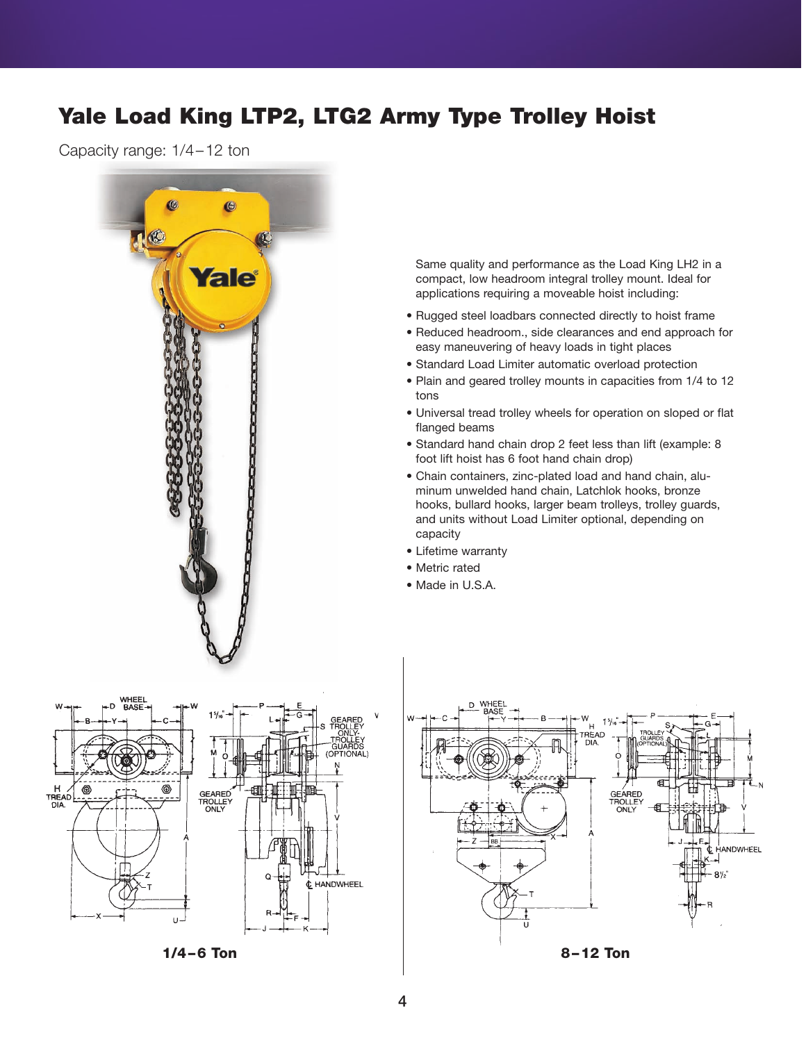# Yale Load King LTP2, LTG2 Army Type Trolley Hoist

Capacity range: 1/4 – 12 ton

Same quality and performance as the Load King LH2 in a compact, low headroom integral trolley mount. Ideal for applications requiring a moveable hoist including:

- Rugged steel loadbars connected directly to hoist frame
- Reduced headroom., side clearances and end approach for easy maneuvering of heavy loads in tight places
- Standard Load Limiter automatic overload protection
- Plain and geared trolley mounts in capacities from 1/4 to 12 tons
- Universal tread trolley wheels for operation on sloped or flat flanged beams
- Standard hand chain drop 2 feet less than lift (example: 8 foot lift hoist has 6 foot hand chain drop)
- Chain containers, zinc-plated load and hand chain, aluminum unwelded hand chain, Latchlok hooks, bronze hooks, bullard hooks, larger beam trolleys, trolley guards, and units without Load Limiter optional, depending on capacity
- Lifetime warranty
- Metric rated
- Made in U.S.A.

**1/4 – 6 Ton**

**8 – 12 Ton**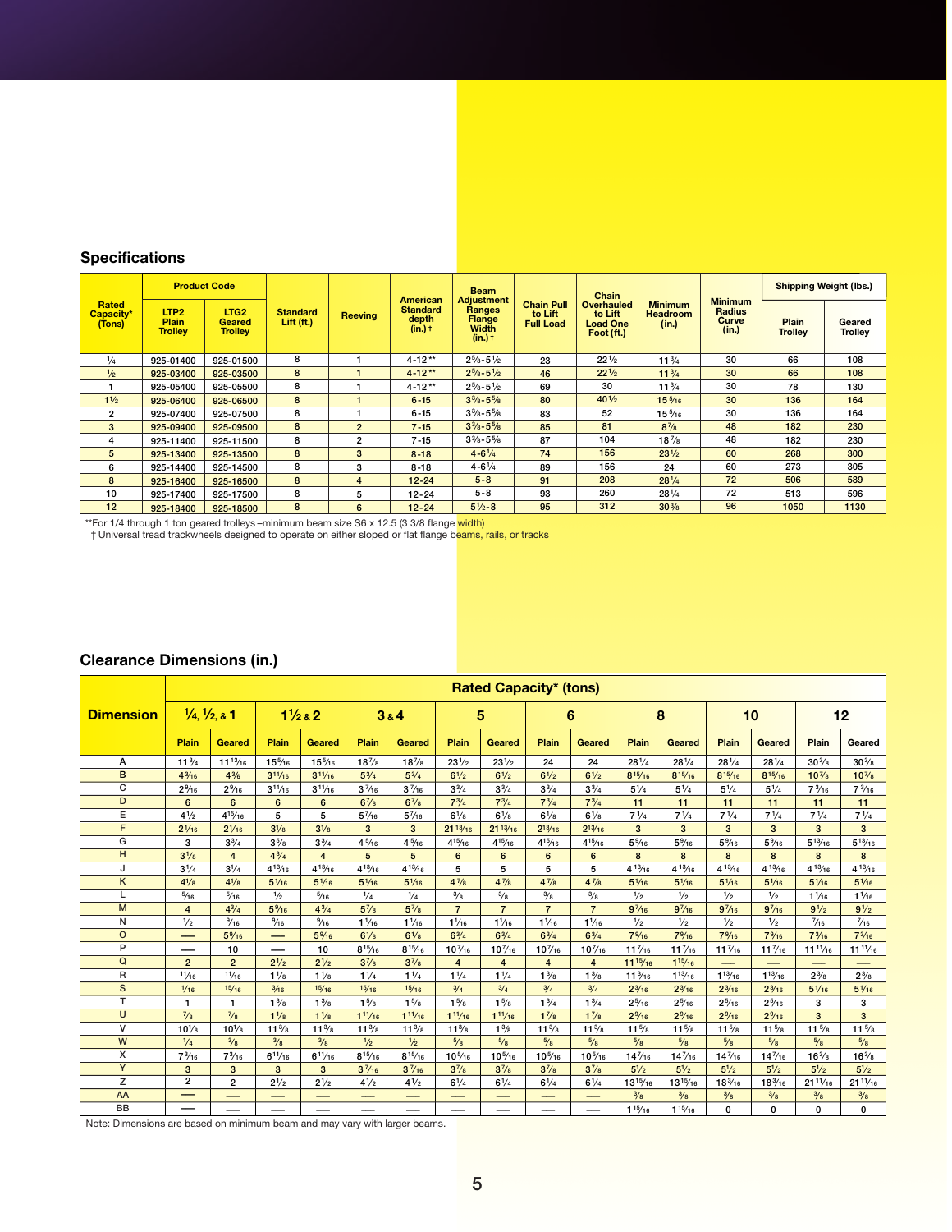## Specifications

| Rated Capacity* (Tons) | Product Code | | Standard Lift (ft.) | Reeving | American Standard depth (in.) † | Beam Adjustment Ranges Flange Width (in.) † | Chain Pull to Lift Full Load | Chain Overhauled to Lift Load One Foot (ft.) | Minimum Headroom (in.) | Minimum Radius Curve (in.) | Shipping Weight (lbs.) | |
|---|---|---|---|---|---|---|---|---|---|---|---|---|
| | LTP2 Plain Trolley | LTG2 Geared Trolley | | | | | | | | | Plain Trolley | Geared Trolley |
| 1/4 | 925-01400 | 925-01500 | 8 | 1 | 4-12** | 2⅝-5½ | 23 | 22½ | 11¾ | 30 | 66 | 108 |
| 1/2 | 925-03400 | 925-03500 | 8 | 1 | 4-12** | 2⅝-5½ | 46 | 22½ | 11¾ | 30 | 66 | 108 |
| 1 | 925-05400 | 925-05500 | 8 | 1 | 4-12** | 2⅝-5½ | 69 | 30 | 11¾ | 30 | 78 | 130 |
| 1½ | 925-06400 | 925-06500 | 8 | 1 | 6-15 | 3⅜-5⅝ | 80 | 40½ | 15 5/16 | 30 | 136 | 164 |
| 2 | 925-07400 | 925-07500 | 8 | 1 | 6-15 | 3⅜-5⅝ | 83 | 52 | 15 5/16 | 30 | 136 | 164 |
| 3 | 925-09400 | 925-09500 | 8 | 2 | 7-15 | 3⅜-5⅝ | 85 | 81 | 8⅞ | 48 | 182 | 230 |
| 4 | 925-11400 | 925-11500 | 8 | 2 | 7-15 | 3⅜-5⅝ | 87 | 104 | 18⅞ | 48 | 182 | 230 |
| 5 | 925-13400 | 925-13500 | 8 | 3 | 8-18 | 4-6¼ | 74 | 156 | 23½ | 60 | 268 | 300 |
| 6 | 925-14400 | 925-14500 | 8 | 3 | 8-18 | 4-6¼ | 89 | 156 | 24 | 60 | 273 | 305 |
| 8 | 925-16400 | 925-16500 | 8 | 4 | 12-24 | 5-8 | 91 | 208 | 28¼ | 72 | 506 | 589 |
| 10 | 925-17400 | 925-17500 | 8 | 5 | 12-24 | 5-8 | 93 | 260 | 28¼ | 72 | 513 | 596 |
| 12 | 925-18400 | 925-18500 | 8 | 6 | 12-24 | 5½-8 | 95 | 312 | 30⅜ | 96 | 1050 | 1130 |

**For 1/4 through 1 ton geared trolleys –minimum beam size S6 x 12.5 (3 3/8 flange width)

† Universal tread trackwheels designed to operate on either sloped or flat flange beams, rails, or tracks

## Clearance Dimensions (in.)

| Dimension | Rated Capacity* (tons) | | | | | | | | | | | | | | | |
|---|---|---|---|---|---|---|---|---|---|---|---|---|---|---|---|---|
| | ¼, ½, & 1 | | 1½ & 2 | | 3 & 4 | | 5 | | 6 | | 8 | | 10 | | 12 | |
| | Plain | Geared | Plain | Geared | Plain | Geared | Plain | Geared | Plain | Geared | Plain | Geared | Plain | Geared | Plain | Geared |
| A | 11¾ | 11 13/16 | 15 5/16 | 15 5/16 | 18⅞ | 18⅞ | 23½ | 23½ | 24 | 24 | 28¼ | 28¼ | 28¼ | 28¼ | 30⅜ | 30⅜ |
| B | 4 3/16 | 4⅜ | 3 11/16 | 3 11/16 | 5¾ | 5¾ | 6½ | 6½ | 6½ | 6½ | 8 15/16 | 8 15/16 | 8 15/16 | 8 15/16 | 10⅞ | 10⅞ |
| C | 2 9/16 | 2 9/16 | 3 11/16 | 3 11/16 | 3 7/16 | 3 7/16 | 3¾ | 3¾ | 3¾ | 3¾ | 5¼ | 5¼ | 5¼ | 5¼ | 7 3/16 | 7 3/16 |
| D | 6 | 6 | 6 | 6 | 6⅞ | 6⅞ | 7¾ | 7¾ | 7¾ | 7¾ | 11 | 11 | 11 | 11 | 11 | 11 |
| E | 4½ | 4 15/16 | 5 | 5 | 5 7/16 | 5 7/16 | 6⅛ | 6⅛ | 6⅛ | 6⅛ | 7¼ | 7¼ | 7¼ | 7¼ | 7¼ | 7¼ |
| F | 2 1/16 | 2 1/16 | 3⅛ | 3⅛ | 3 | 3 | 21 13/16 | 21 13/16 | 2 13/16 | 2 13/16 | 3 | 3 | 3 | 3 | 3 | 3 |
| G | 3 | 3¾ | 3⅝ | 3¾ | 4 5/16 | 4 5/16 | 4 15/16 | 4 15/16 | 4 15/16 | 4 15/16 | 5 9/16 | 5 9/16 | 5 9/16 | 5 9/16 | 5 13/16 | 5 13/16 |
| H | 3⅛ | 4 | 4¾ | 4 | 5 | 5 | 6 | 6 | 6 | 6 | 8 | 8 | 8 | 8 | 8 | 8 |
| J | 3¼ | 3¼ | 4 13/16 | 4 13/16 | 4 13/16 | 4 13/16 | 5 | 5 | 5 | 5 | 4 13/16 | 4 13/16 | 4 13/16 | 4 13/16 | 4 13/16 | 4 13/16 |
| K | 4⅛ | 4⅛ | 5 1/16 | 5 1/16 | 5 1/16 | 5 1/16 | 4⅞ | 4⅞ | 4⅞ | 4⅞ | 5 1/16 | 5 1/16 | 5 1/16 | 5 1/16 | 5 1/16 | 5 1/16 |
| L | 5/16 | 5/16 | ½ | 5/16 | ¼ | ¼ | ⅜ | ⅜ | ⅜ | ⅜ | ½ | ½ | ½ | ½ | 1 1/16 | 1 1/16 |
| M | 4 | 4¾ | 5 9/16 | 4¾ | 5⅞ | 5⅞ | 7 | 7 | 7 | 7 | 9 7/16 | 9 7/16 | 9 7/16 | 9 7/16 | 9½ | 9½ |
| N | ½ | 9/16 | 9/16 | 9/16 | 1 1/16 | 1 1/16 | 1 1/16 | 1 1/16 | 1 1/16 | 1 1/16 | ½ | ½ | ½ | ½ | 7/16 | 7/16 |
| O | — | 5 9/16 | — | 5 9/16 | 6⅛ | 6⅛ | 6¾ | 6¾ | 6¾ | 6¾ | 7 9/16 | 7 9/16 | 7 9/16 | 7 9/16 | 7 3/16 | 7 3/16 |
| P | — | 10 | — | 10 | 8 15/16 | 8 15/16 | 10 7/16 | 10 7/16 | 10 7/16 | 10 7/16 | 11 7/16 | 11 7/16 | 11 7/16 | 11 7/16 | 11 11/16 | 11 11/16 |
| Q | 2 | 2 | 2½ | 2½ | 3⅞ | 3⅞ | 4 | 4 | 4 | 4 | 11 15/16 | 1 15/16 | — | — | — | — |
| R | 11/16 | 11/16 | 1⅛ | 1⅛ | 1¼ | 1¼ | 1¼ | 1¼ | 1⅜ | 1⅜ | 1 13/16 | 1 13/16 | 1 13/16 | 1 13/16 | 2⅜ | 2⅜ |
| S | 1/16 | 15/16 | 3/16 | 15/16 | 15/16 | 15/16 | ¾ | ¾ | ¾ | ¾ | 2 3/16 | 2 3/16 | 2 3/16 | 2 3/16 | 5 1/16 | 5 1/16 |
| T | 1 | 1 | 1⅝ | 1⅝ | 1⅝ | 1⅝ | 1⅝ | 1⅝ | 1¾ | 1¾ | 2 5/16 | 2 5/16 | 2 5/16 | 2 5/16 | 3 | 3 |
| U | ⅞ | ⅞ | 1⅛ | 1⅛ | 1 11/16 | 1 11/16 | 1 11/16 | 1 11/16 | 1⅞ | 1⅞ | 2 9/16 | 2 9/16 | 2 9/16 | 2 9/16 | 3 | 3 |
| V | 10⅛ | 10⅛ | 11⅜ | 11⅜ | 11⅜ | 11⅜ | 11⅜ | 1⅜ | 11⅜ | 11⅜ | 11⅝ | 11⅝ | 11⅝ | 11⅝ | 11⅝ | 11⅝ |
| W | ¼ | ⅜ | ⅜ | ⅜ | ½ | ½ | ⅝ | ⅝ | ⅝ | ⅝ | ⅝ | ⅝ | ⅝ | ⅝ | ⅝ | ⅝ |
| X | 7 3/16 | 7 3/16 | 6 11/16 | 6 11/16 | 8 15/16 | 8 15/16 | 10 5/16 | 10 5/16 | 10 5/16 | 10 5/16 | 14 7/16 | 14 7/16 | 14 7/16 | 14 7/16 | 16⅜ | 16⅜ |
| Y | 3 | 3 | 3 | 3 | 3 7/16 | 3 7/16 | 3⅞ | 3⅞ | 3⅞ | 3⅞ | 5½ | 5½ | 5½ | 5½ | 5½ | 5½ |
| Z | 2 | 2 | 2½ | 2½ | 4½ | 4½ | 6¼ | 6¼ | 6¼ | 6¼ | 13 15/16 | 13 15/16 | 18 3/16 | 18 3/16 | 21 11/16 | 21 11/16 |
| AA | — | — | — | — | — | — | — | — | — | — | ⅜ | ⅜ | ⅜ | ⅜ | ⅜ | ⅜ |
| BB | — | — | — | — | — | — | — | — | — | — | 1 15/16 | 1 15/16 | 0 | 0 | 0 | 0 |

Note: Dimensions are based on minimum beam and may vary with larger beams.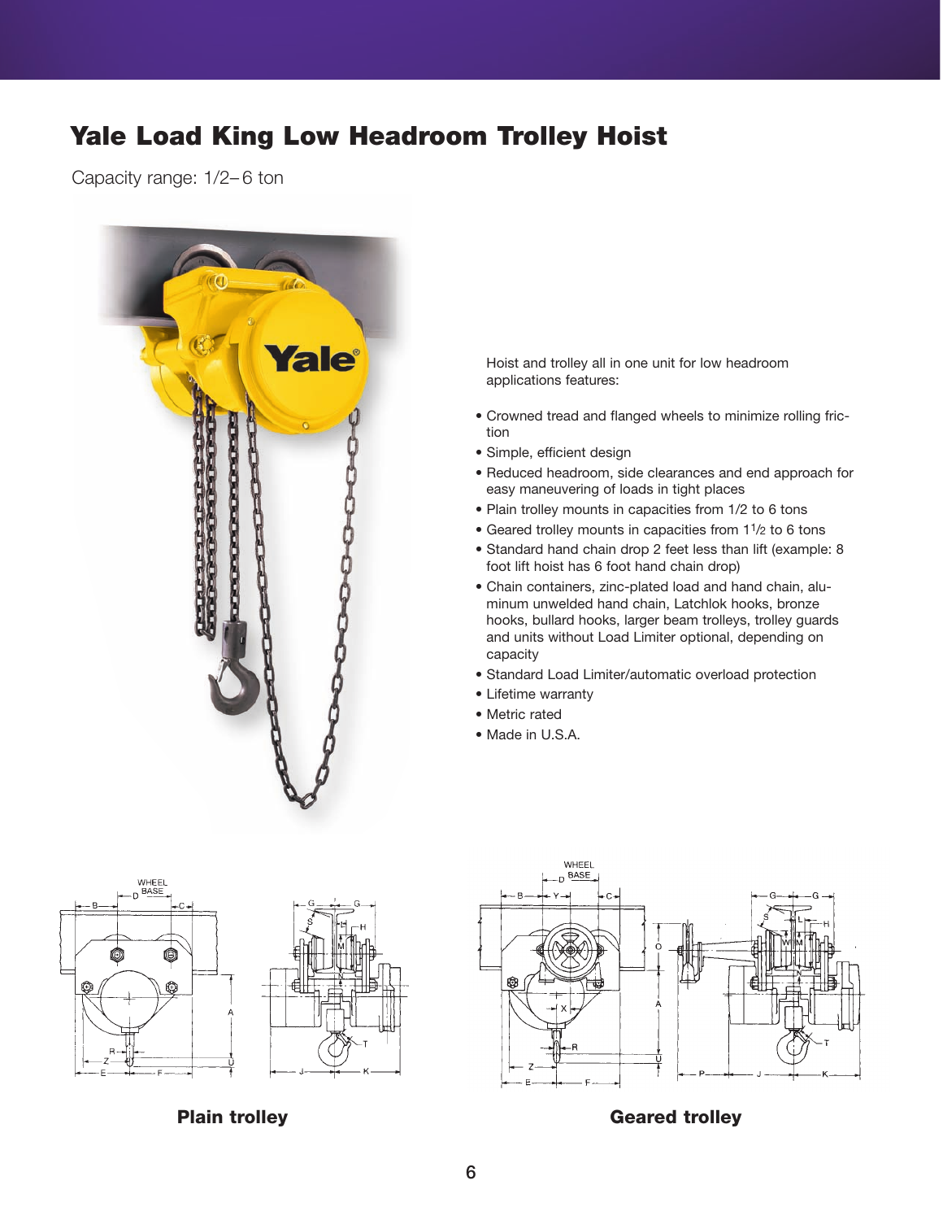# Yale Load King Low Headroom Trolley Hoist

Capacity range: 1/2– 6 ton

Hoist and trolley all in one unit for low headroom applications features:

- Crowned tread and flanged wheels to minimize rolling friction
- Simple, efficient design
- Reduced headroom, side clearances and end approach for easy maneuvering of loads in tight places
- Plain trolley mounts in capacities from 1/2 to 6 tons
- Geared trolley mounts in capacities from 1 1/2 to 6 tons
- Standard hand chain drop 2 feet less than lift (example: 8 foot lift hoist has 6 foot hand chain drop)
- Chain containers, zinc-plated load and hand chain, aluminum unwelded hand chain, Latchlok hooks, bronze hooks, bullard hooks, larger beam trolleys, trolley guards and units without Load Limiter optional, depending on capacity
- Standard Load Limiter/automatic overload protection
- Lifetime warranty
- Metric rated
- Made in U.S.A.

**Plain trolley**

**Geared trolley**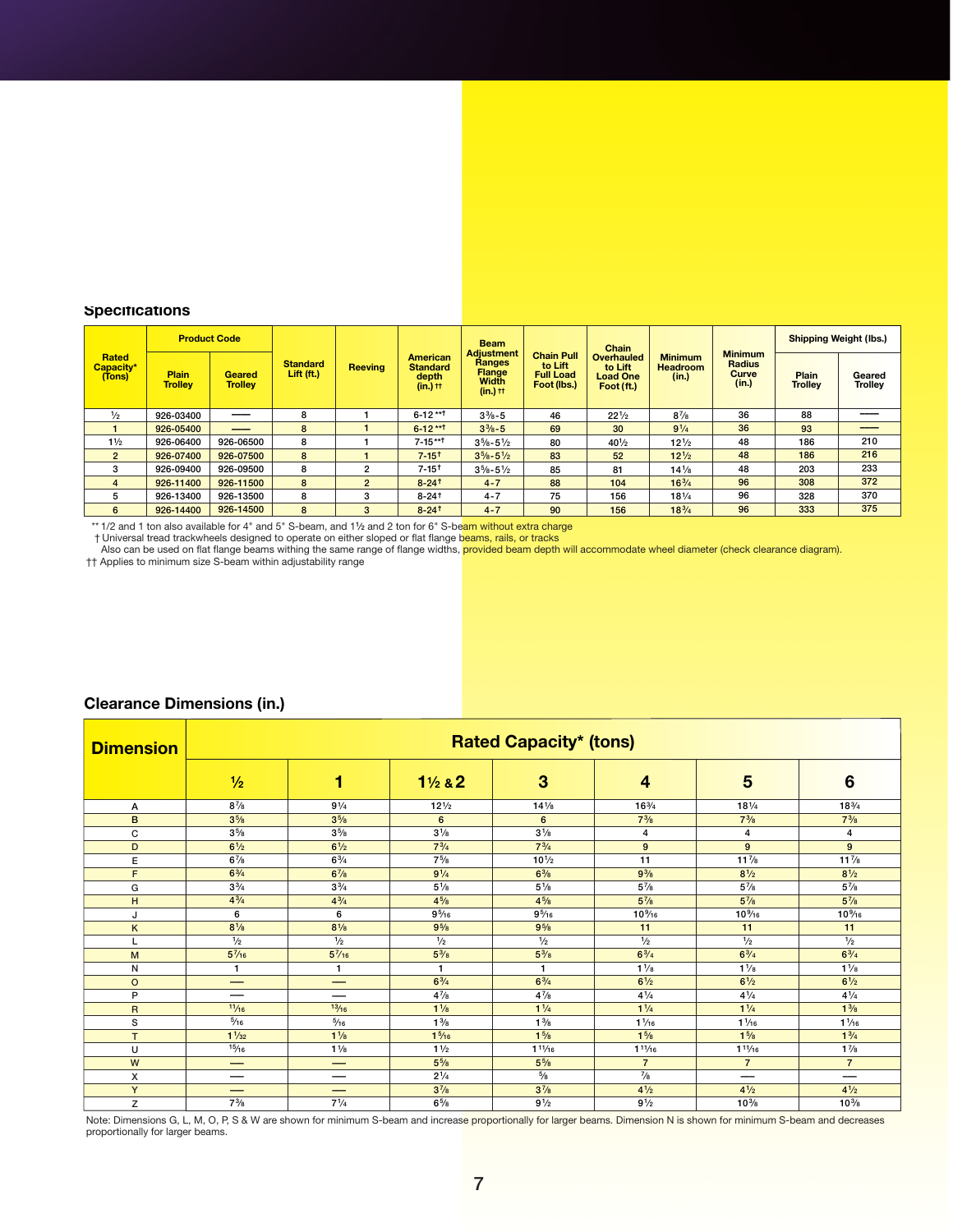## Specifications

| Rated Capacity* (Tons) | Product Code | | Standard Lift (ft.) | Reeving | American Standard depth (in.) †† | Beam Adjustment Ranges Flange Width (in.) †† | Chain Pull to Lift Full Load Foot (lbs.) | Chain Overhauled to Lift Load One Foot (ft.) | Minimum Headroom (in.) | Minimum Radius Curve (in.) | Shipping Weight (lbs.) | |
|---|---|---|---|---|---|---|---|---|---|---|---|---|
| | Plain Trolley | Geared Trolley | | | | | | | | | Plain Trolley | Geared Trolley |
| ½ | 926-03400 | —— | 8 | 1 | 6-12 **† | 3⅜-5 | 46 | 22½ | 8⅞ | 36 | 88 | —— |
| 1 | 926-05400 | —— | 8 | 1 | 6-12 **† | 3⅜-5 | 69 | 30 | 9¼ | 36 | 93 | —— |
| 1½ | 926-06400 | 926-06500 | 8 | 1 | 7-15 **† | 3⅝-5½ | 80 | 40½ | 12½ | 48 | 186 | 210 |
| 2 | 926-07400 | 926-07500 | 8 | 1 | 7-15† | 3⅝-5½ | 83 | 52 | 12½ | 48 | 186 | 216 |
| 3 | 926-09400 | 926-09500 | 8 | 2 | 7-15† | 3⅝-5½ | 85 | 81 | 14⅛ | 48 | 203 | 233 |
| 4 | 926-11400 | 926-11500 | 8 | 2 | 8-24† | 4-7 | 88 | 104 | 16¾ | 96 | 308 | 372 |
| 5 | 926-13400 | 926-13500 | 8 | 3 | 8-24† | 4-7 | 75 | 156 | 18¼ | 96 | 328 | 370 |
| 6 | 926-14400 | 926-14500 | 8 | 3 | 8-24† | 4-7 | 90 | 156 | 18¾ | 96 | 333 | 375 |

** 1/2 and 1 ton also available for 4" and 5" S-beam, and 1½ and 2 ton for 6" S-beam without extra charge

† Universal tread trackwheels designed to operate on either sloped or flat flange beams, rails, or tracks
Also can be used on flat flange beams withing the same range of flange widths, provided beam depth will accommodate wheel diameter (check clearance diagram).

†† Applies to minimum size S-beam within adjustability range

## Clearance Dimensions (in.)

| Dimension | Rated Capacity* (tons) | | | | | | |
|---|---|---|---|---|---|---|---|
| | ½ | 1 | 1½ & 2 | 3 | 4 | 5 | 6 |
| A | 8⅞ | 9¼ | 12½ | 14⅛ | 16¾ | 18¼ | 18¾ |
| B | 3⅝ | 3⅝ | 6 | 6 | 7⅜ | 7⅜ | 7⅜ |
| C | 3⅝ | 3⅝ | 3⅛ | 3⅛ | 4 | 4 | 4 |
| D | 6½ | 6½ | 7¾ | 7¾ | 9 | 9 | 9 |
| E | 6⅞ | 6¾ | 7⅝ | 10½ | 11 | 11⅞ | 11⅞ |
| F | 6¾ | 6⅞ | 9¼ | 6⅜ | 9⅜ | 8½ | 8½ |
| G | 3¾ | 3¾ | 5⅛ | 5⅛ | 5⅞ | 5⅞ | 5⅞ |
| H | 4¾ | 4¾ | 4⅝ | 4⅝ | 5⅞ | 5⅞ | 5⅞ |
| J | 6 | 6 | 9⁵⁄₁₆ | 9⁵⁄₁₆ | 10⁹⁄₁₆ | 10⁹⁄₁₆ | 10⁹⁄₁₆ |
| K | 8⅛ | 8⅛ | 9⅝ | 9⅝ | 11 | 11 | 11 |
| L | ½ | ½ | ½ | ½ | ½ | ½ | ½ |
| M | 5⁷⁄₁₆ | 5⁷⁄₁₆ | 5⅜ | 5⅜ | 6¾ | 6¾ | 6¾ |
| N | 1 | 1 | 1 | 1 | 1⅛ | 1⅛ | 1⅛ |
| O | —— | —— | 6¾ | 6¾ | 6½ | 6½ | 6½ |
| P | —— | —— | 4⅞ | 4⅞ | 4¼ | 4¼ | 4¼ |
| R | ¹¹⁄₁₆ | ¹³⁄₁₆ | 1⅛ | 1¼ | 1¼ | 1¼ | 1⅜ |
| S | ⁵⁄₁₆ | ⁵⁄₁₆ | 1⅜ | 1⅜ | 1¹⁄₁₆ | 1¹⁄₁₆ | 1¹⁄₁₆ |
| T | 1¹⁄₃₂ | 1⅛ | 1⁵⁄₁₆ | 1⅝ | 1⅝ | 1⅝ | 1¾ |
| U | ¹⁵⁄₁₆ | 1⅛ | 1½ | 1¹¹⁄₁₆ | 1¹¹⁄₁₆ | 1¹¹⁄₁₆ | 1⅞ |
| W | —— | —— | 5⅝ | 5⅝ | 7 | 7 | 7 |
| X | —— | —— | 2¼ | ⅝ | ⅞ | —— | —— |
| Y | —— | —— | 3⅞ | 3⅞ | 4½ | 4½ | 4½ |
| Z | 7⅜ | 7¼ | 6⅝ | 9½ | 9½ | 10⅜ | 10⅜ |

Note: Dimensions G, L, M, O, P, S & W are shown for minimum S-beam and increase proportionally for larger beams. Dimension N is shown for minimum S-beam and decreases proportionally for larger beams.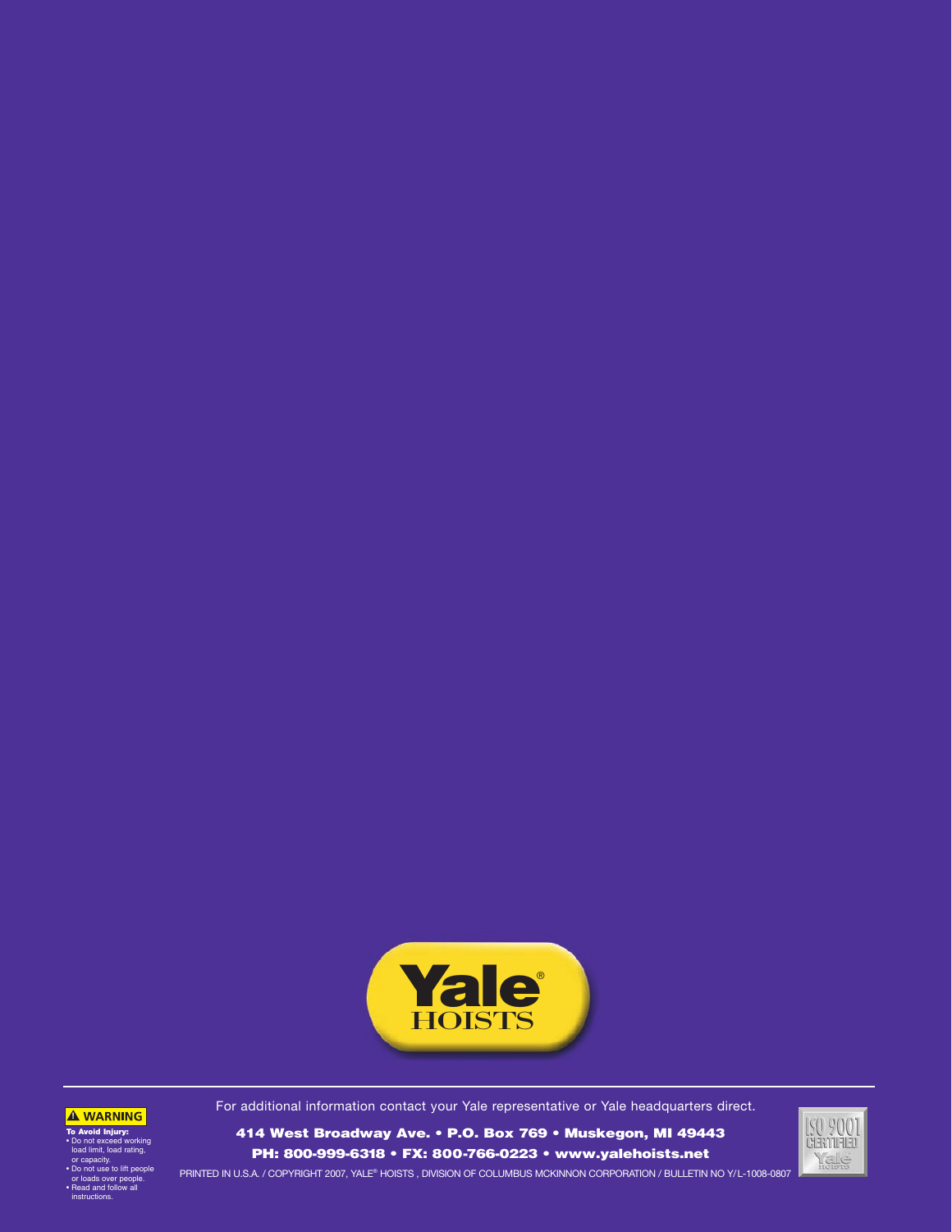Yale® HOISTS

**⚠ WARNING**

**To Avoid Injury:**

- Do not exceed working load limit, load rating, or capacity.
- Do not use to lift people or loads over people.
- Read and follow all instructions.

For additional information contact your Yale representative or Yale headquarters direct.

**414 West Broadway Ave. • P.O. Box 769 • Muskegon, MI 49443**

**PH: 800-999-6318 • FX: 800-766-0223 • www.yalehoists.net**

ISO 9001 CERTIFIED Yale HOISTS

PRINTED IN U.S.A. / COPYRIGHT 2007, YALE® HOISTS , DIVISION OF COLUMBUS MCKINNON CORPORATION / BULLETIN NO Y/L-1008-0807